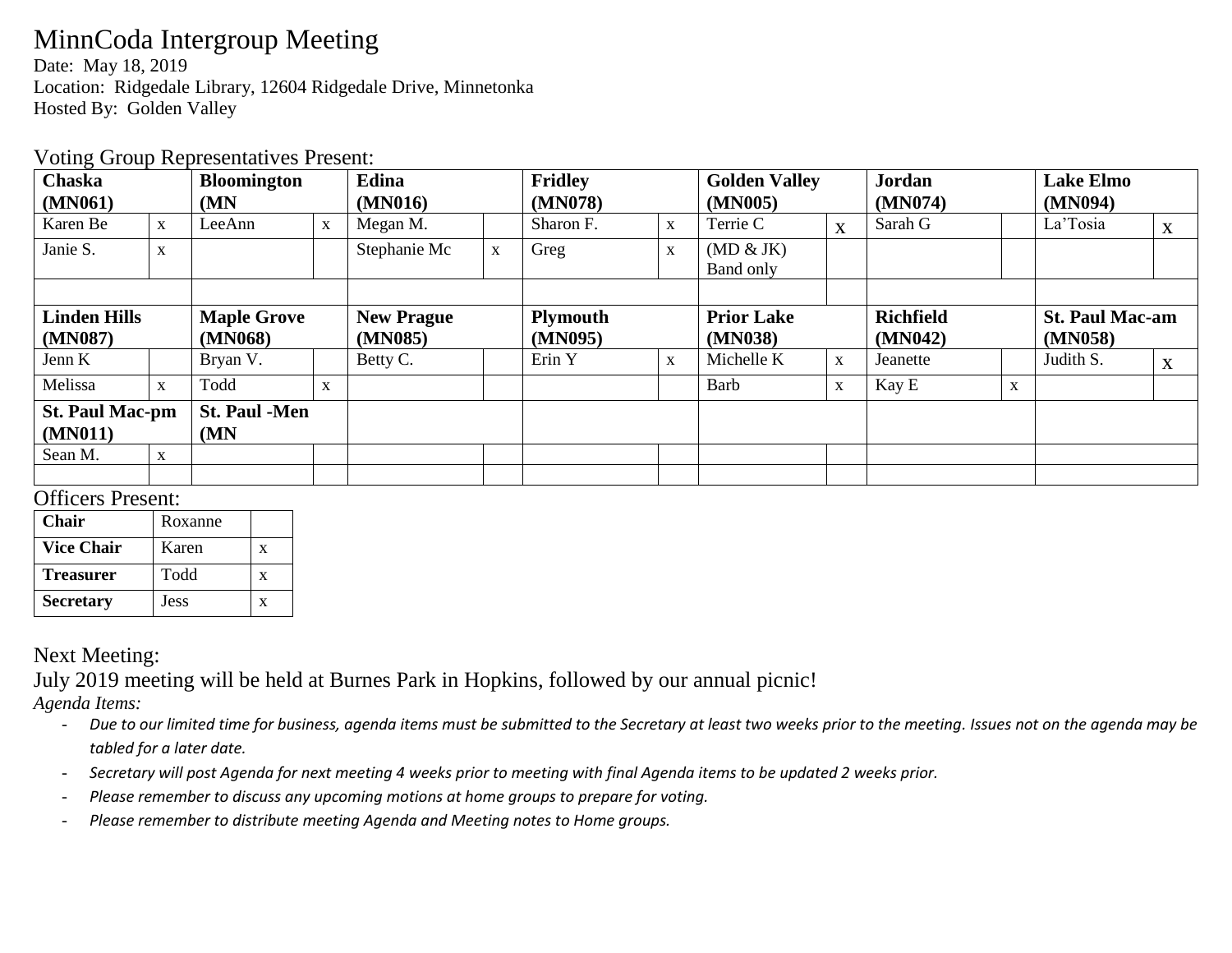# MinnCoda Intergroup Meeting

Date: May 18, 2019
Location: Ridgedale Library, 12604 Ridgedale Drive, Minnetonka
Hosted By: Golden Valley

## Voting Group Representatives Present:

| Chaska (MN061) | | Bloomington (MN | | Edina (MN016) | | Fridley (MN078) | | Golden Valley (MN005) | | Jordan (MN074) | | Lake Elmo (MN094) | |
|---|---|---|---|---|---|---|---|---|---|---|---|---|---|
| Karen Be | x | LeeAnn | x | Megan M. | | Sharon F. | x | Terrie C | X | Sarah G | | La'Tosia | X |
| Janie S. | x | | | Stephanie Mc | x | Greg | x | (MD & JK) Band only | | | | | |
| | | | | | | | | | | | | | |
| **Linden Hills (MN087)** | | **Maple Grove (MN068)** | | **New Prague (MN085)** | | **Plymouth (MN095)** | | **Prior Lake (MN038)** | | **Richfield (MN042)** | | **St. Paul Mac-am (MN058)** | |
| Jenn K | | Bryan V. | | Betty C. | | Erin Y | x | Michelle K | x | Jeanette | | Judith S. | X |
| Melissa | x | Todd | x | | | | | Barb | x | Kay E | x | | |
| **St. Paul Mac-pm (MN011)** | | **St. Paul -Men (MN** | | | | | | | | | | | |
| Sean M. | x | | | | | | | | | | | | |
| | | | | | | | | | | | | | |

## Officers Present:

| Chair | Roxanne | |
|---|---|---|
| **Vice Chair** | Karen | x |
| **Treasurer** | Todd | x |
| **Secretary** | Jess | x |

## Next Meeting:

July 2019 meeting will be held at Burnes Park in Hopkins, followed by our annual picnic!

*Agenda Items:*

- *Due to our limited time for business, agenda items must be submitted to the Secretary at least two weeks prior to the meeting. Issues not on the agenda may be tabled for a later date.*
- *Secretary will post Agenda for next meeting 4 weeks prior to meeting with final Agenda items to be updated 2 weeks prior.*
- *Please remember to discuss any upcoming motions at home groups to prepare for voting.*
- *Please remember to distribute meeting Agenda and Meeting notes to Home groups.*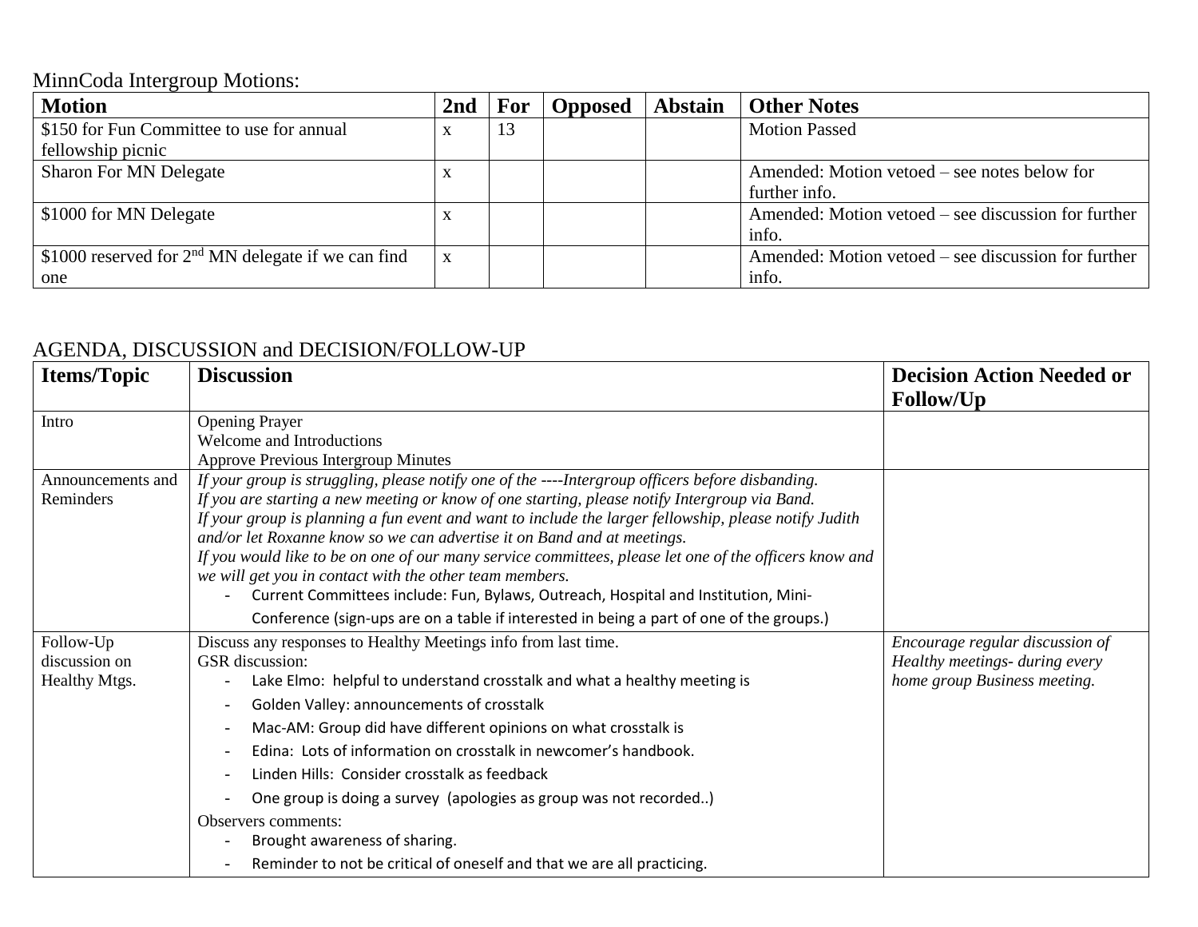MinnCoda Intergroup Motions:

| Motion | 2nd | For | Opposed | Abstain | Other Notes |
|---|---|---|---|---|---|
| $150 for Fun Committee to use for annual fellowship picnic | x | 13 | | | Motion Passed |
| Sharon For MN Delegate | x | | | | Amended: Motion vetoed – see notes below for further info. |
| $1000 for MN Delegate | x | | | | Amended: Motion vetoed – see discussion for further info. |
| $1000 reserved for 2nd MN delegate if we can find one | x | | | | Amended: Motion vetoed – see discussion for further info. |

AGENDA, DISCUSSION and DECISION/FOLLOW-UP

| Items/Topic | Discussion | Decision Action Needed or Follow/Up |
|---|---|---|
| Intro | Opening Prayer<br>Welcome and Introductions<br>Approve Previous Intergroup Minutes | |
| Announcements and Reminders | *If your group is struggling, please notify one of the ----Intergroup officers before disbanding.*<br>*If you are starting a new meeting or know of one starting, please notify Intergroup via Band.*<br>*If your group is planning a fun event and want to include the larger fellowship, please notify Judith and/or let Roxanne know so we can advertise it on Band and at meetings.*<br>*If you would like to be on one of our many service committees, please let one of the officers know and we will get you in contact with the other team members.*<br>- Current Committees include: Fun, Bylaws, Outreach, Hospital and Institution, Mini-Conference (sign-ups are on a table if interested in being a part of one of the groups.) | |
| Follow-Up discussion on Healthy Mtgs. | Discuss any responses to Healthy Meetings info from last time.<br>GSR discussion:<br>- Lake Elmo: helpful to understand crosstalk and what a healthy meeting is<br>- Golden Valley: announcements of crosstalk<br>- Mac-AM: Group did have different opinions on what crosstalk is<br>- Edina: Lots of information on crosstalk in newcomer's handbook.<br>- Linden Hills: Consider crosstalk as feedback<br>- One group is doing a survey (apologies as group was not recorded..)<br>Observers comments:<br>- Brought awareness of sharing.<br>- Reminder to not be critical of oneself and that we are all practicing. | *Encourage regular discussion of Healthy meetings- during every home group Business meeting.* |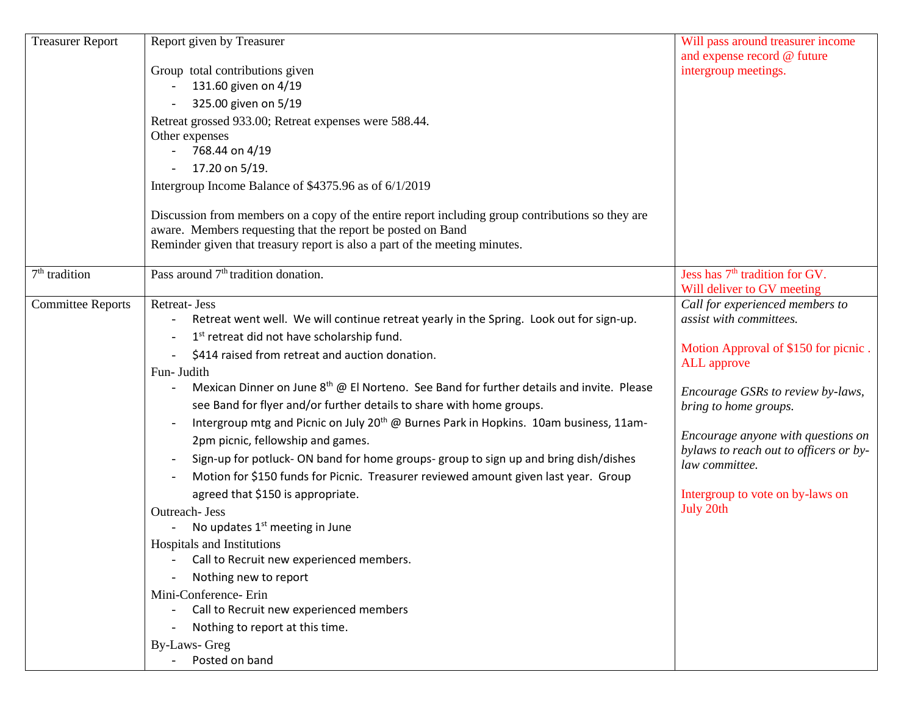| Treasurer Report | Report given by Treasurer<br><br>Group total contributions given<br>- 131.60 given on 4/19<br>- 325.00 given on 5/19<br><br>Retreat grossed 933.00; Retreat expenses were 588.44.<br>Other expenses<br>- 768.44 on 4/19<br>- 17.20 on 5/19.<br><br>Intergroup Income Balance of $4375.96 as of 6/1/2019<br><br>Discussion from members on a copy of the entire report including group contributions so they are aware. Members requesting that the report be posted on Band<br>Reminder given that treasury report is also a part of the meeting minutes. | Will pass around treasurer income and expense record @ future intergroup meetings. |
|---|---|---|
| 7th tradition | Pass around 7th tradition donation. | Jess has 7th tradition for GV.<br>Will deliver to GV meeting |
| Committee Reports | Retreat- Jess<br>- Retreat went well. We will continue retreat yearly in the Spring. Look out for sign-up.<br>- 1st retreat did not have scholarship fund.<br>- $414 raised from retreat and auction donation.<br><br>Fun- Judith<br>- Mexican Dinner on June 8th @ El Norteno. See Band for further details and invite. Please see Band for flyer and/or further details to share with home groups.<br>- Intergroup mtg and Picnic on July 20th @ Burnes Park in Hopkins. 10am business, 11am-2pm picnic, fellowship and games.<br>- Sign-up for potluck- ON band for home groups- group to sign up and bring dish/dishes<br>- Motion for $150 funds for Picnic. Treasurer reviewed amount given last year. Group agreed that $150 is appropriate.<br><br>Outreach- Jess<br>- No updates 1st meeting in June<br><br>Hospitals and Institutions<br>- Call to Recruit new experienced members.<br>- Nothing new to report<br><br>Mini-Conference- Erin<br>- Call to Recruit new experienced members<br>- Nothing to report at this time.<br><br>By-Laws- Greg<br>- Posted on band | *Call for experienced members to assist with committees.*<br><br>Motion Approval of $150 for picnic . ALL approve<br><br>*Encourage GSRs to review by-laws, bring to home groups.*<br><br>*Encourage anyone with questions on bylaws to reach out to officers or by-law committee.*<br><br>Intergroup to vote on by-laws on July 20th |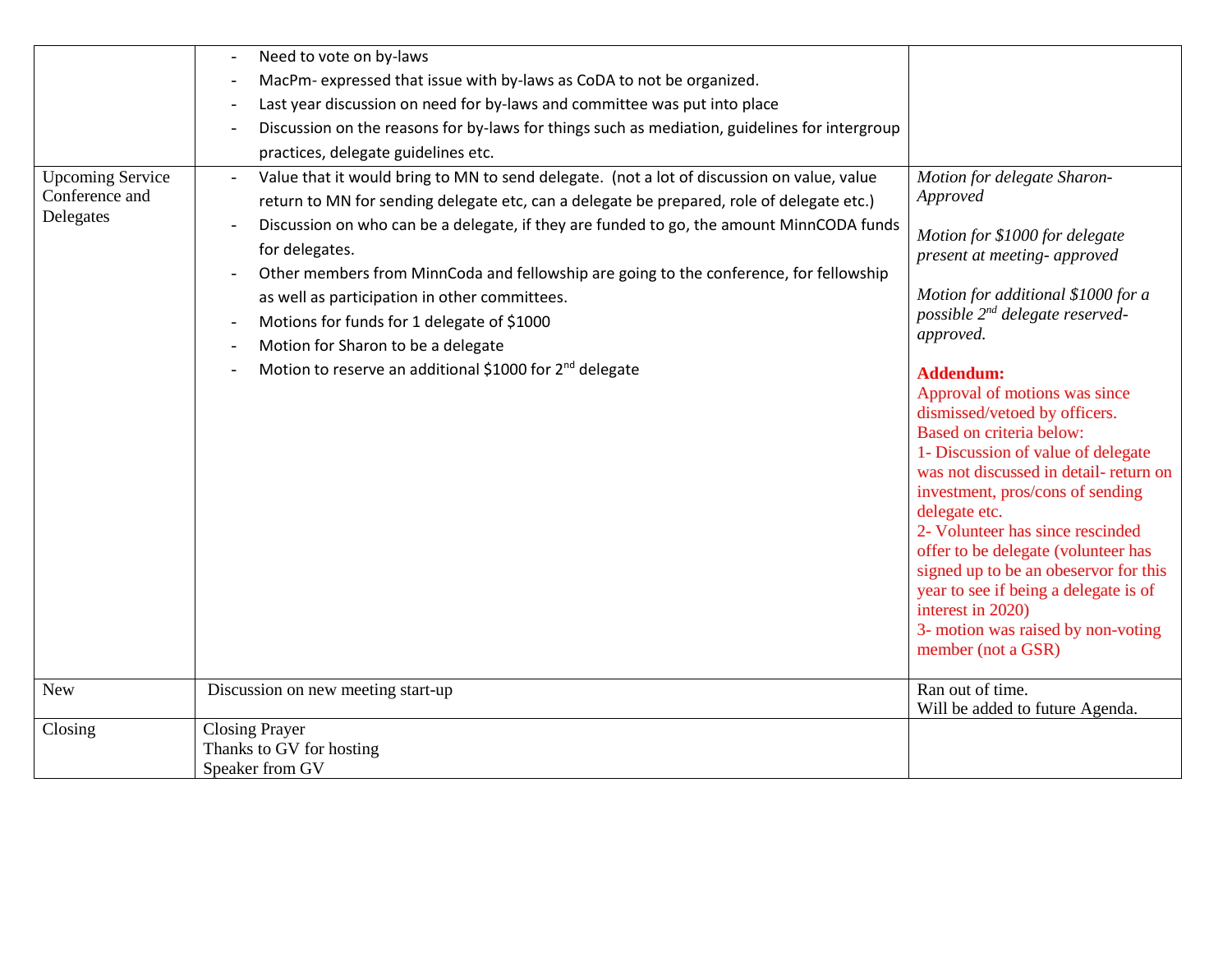| | | |
|---|---|---|
| | - Need to vote on by-laws<br>- MacPm- expressed that issue with by-laws as CoDA to not be organized.<br>- Last year discussion on need for by-laws and committee was put into place<br>- Discussion on the reasons for by-laws for things such as mediation, guidelines for intergroup practices, delegate guidelines etc. | |
| Upcoming Service Conference and Delegates | - Value that it would bring to MN to send delegate. (not a lot of discussion on value, value return to MN for sending delegate etc, can a delegate be prepared, role of delegate etc.)<br>- Discussion on who can be a delegate, if they are funded to go, the amount MinnCODA funds for delegates.<br>- Other members from MinnCoda and fellowship are going to the conference, for fellowship as well as participation in other committees.<br>- Motions for funds for 1 delegate of $1000<br>- Motion for Sharon to be a delegate<br>- Motion to reserve an additional $1000 for 2nd delegate | *Motion for delegate Sharon- Approved*<br><br>*Motion for $1000 for delegate present at meeting- approved*<br><br>*Motion for additional $1000 for a possible 2nd delegate reserved- approved.*<br><br>**Addendum:**<br>Approval of motions was since dismissed/vetoed by officers.<br>Based on criteria below:<br>1- Discussion of value of delegate was not discussed in detail- return on investment, pros/cons of sending delegate etc.<br>2- Volunteer has since rescinded offer to be delegate (volunteer has signed up to be an obeservor for this year to see if being a delegate is of interest in 2020)<br>3- motion was raised by non-voting member (not a GSR) |
| New | Discussion on new meeting start-up | Ran out of time.<br>Will be added to future Agenda. |
| Closing | Closing Prayer<br>Thanks to GV for hosting<br>Speaker from GV | |